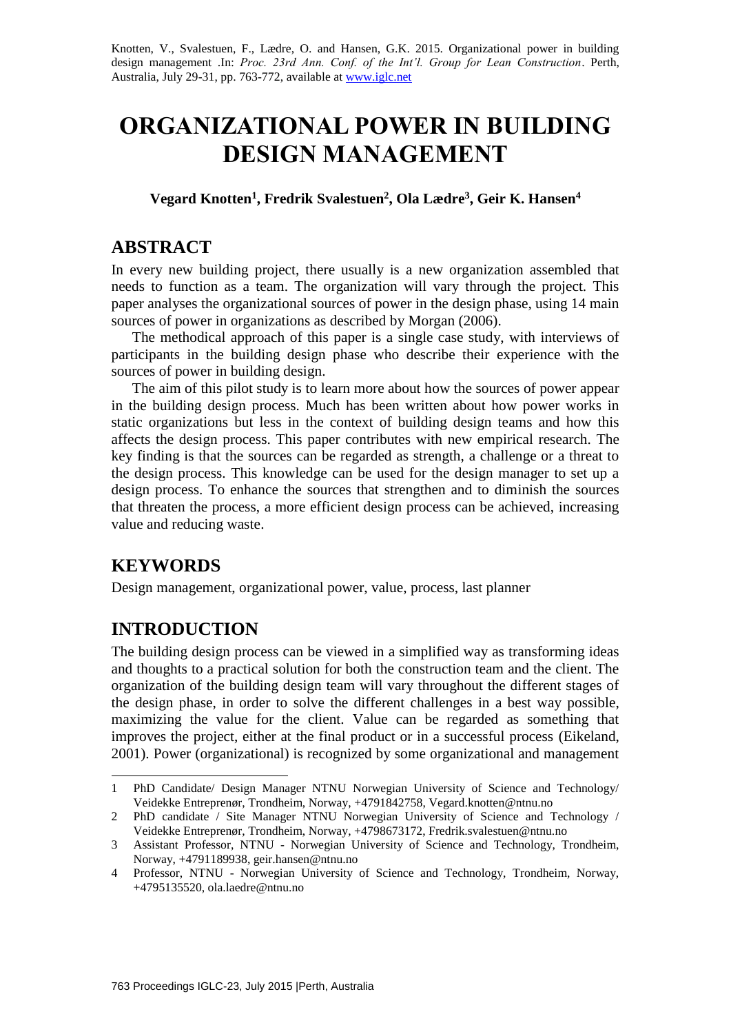Knotten, V., Svalestuen, F., Lædre, O. and Hansen, G.K. 2015. Organizational power in building design management .In: *Proc. 23rd Ann. Conf. of the Int'l. Group for Lean Construction*. Perth, Australia, July 29-31, pp. 763-772, available at www.iglc.net

# ORGANIZATIONAL POWER IN BUILDING DESIGN MANAGEMENT

**Vegard Knotten[1], Fredrik Svalestuen[2], Ola Lædre[3], Geir K. Hansen[4]**

## ABSTRACT

In every new building project, there usually is a new organization assembled that needs to function as a team. The organization will vary through the project. This paper analyses the organizational sources of power in the design phase, using 14 main sources of power in organizations as described by Morgan (2006).

The methodical approach of this paper is a single case study, with interviews of participants in the building design phase who describe their experience with the sources of power in building design.

The aim of this pilot study is to learn more about how the sources of power appear in the building design process. Much has been written about how power works in static organizations but less in the context of building design teams and how this affects the design process. This paper contributes with new empirical research. The key finding is that the sources can be regarded as strength, a challenge or a threat to the design process. This knowledge can be used for the design manager to set up a design process. To enhance the sources that strengthen and to diminish the sources that threaten the process, a more efficient design process can be achieved, increasing value and reducing waste.

## KEYWORDS

Design management, organizational power, value, process, last planner

## INTRODUCTION

The building design process can be viewed in a simplified way as transforming ideas and thoughts to a practical solution for both the construction team and the client. The organization of the building design team will vary throughout the different stages of the design phase, in order to solve the different challenges in a best way possible, maximizing the value for the client. Value can be regarded as something that improves the project, either at the final product or in a successful process (Eikeland, 2001). Power (organizational) is recognized by some organizational and management

---

1 PhD Candidate/ Design Manager NTNU Norwegian University of Science and Technology/ Veidekke Entreprenør, Trondheim, Norway, +4791842758, Vegard.knotten@ntnu.no

2 PhD candidate / Site Manager NTNU Norwegian University of Science and Technology / Veidekke Entreprenør, Trondheim, Norway, +4798673172, Fredrik.svalestuen@ntnu.no

3 Assistant Professor, NTNU - Norwegian University of Science and Technology, Trondheim, Norway, +4791189938, geir.hansen@ntnu.no

4 Professor, NTNU - Norwegian University of Science and Technology, Trondheim, Norway, +4795135520, ola.laedre@ntnu.no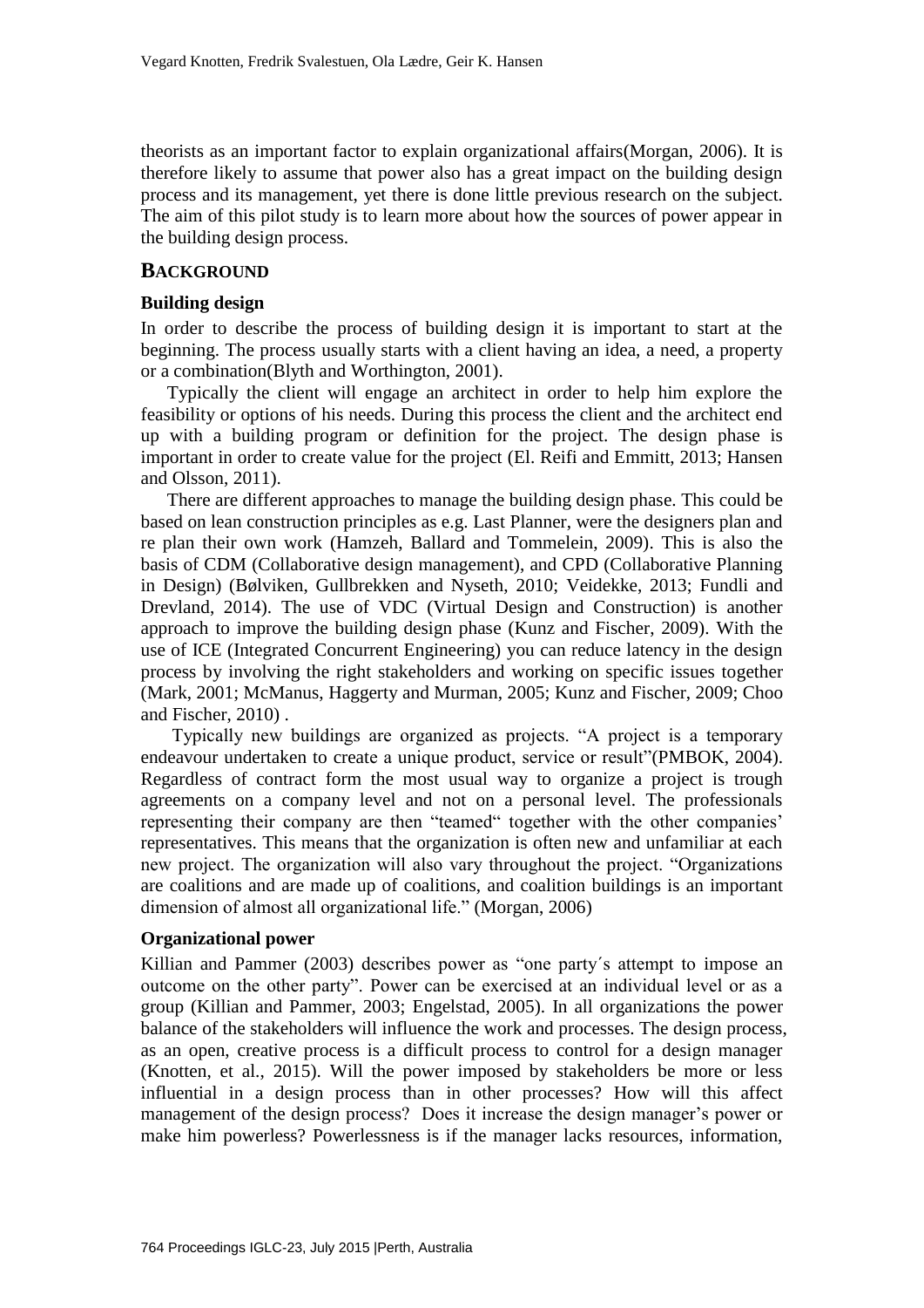theorists as an important factor to explain organizational affairs(Morgan, 2006). It is therefore likely to assume that power also has a great impact on the building design process and its management, yet there is done little previous research on the subject. The aim of this pilot study is to learn more about how the sources of power appear in the building design process.

## BACKGROUND

### Building design

In order to describe the process of building design it is important to start at the beginning. The process usually starts with a client having an idea, a need, a property or a combination(Blyth and Worthington, 2001).

Typically the client will engage an architect in order to help him explore the feasibility or options of his needs. During this process the client and the architect end up with a building program or definition for the project. The design phase is important in order to create value for the project (El. Reifi and Emmitt, 2013; Hansen and Olsson, 2011).

There are different approaches to manage the building design phase. This could be based on lean construction principles as e.g. Last Planner, were the designers plan and re plan their own work (Hamzeh, Ballard and Tommelein, 2009). This is also the basis of CDM (Collaborative design management), and CPD (Collaborative Planning in Design) (Bølviken, Gullbrekken and Nyseth, 2010; Veidekke, 2013; Fundli and Drevland, 2014). The use of VDC (Virtual Design and Construction) is another approach to improve the building design phase (Kunz and Fischer, 2009). With the use of ICE (Integrated Concurrent Engineering) you can reduce latency in the design process by involving the right stakeholders and working on specific issues together (Mark, 2001; McManus, Haggerty and Murman, 2005; Kunz and Fischer, 2009; Choo and Fischer, 2010) .

Typically new buildings are organized as projects. "A project is a temporary endeavour undertaken to create a unique product, service or result"(PMBOK, 2004). Regardless of contract form the most usual way to organize a project is trough agreements on a company level and not on a personal level. The professionals representing their company are then "teamed" together with the other companies' representatives. This means that the organization is often new and unfamiliar at each new project. The organization will also vary throughout the project. "Organizations are coalitions and are made up of coalitions, and coalition buildings is an important dimension of almost all organizational life." (Morgan, 2006)

### Organizational power

Killian and Pammer (2003) describes power as "one party´s attempt to impose an outcome on the other party". Power can be exercised at an individual level or as a group (Killian and Pammer, 2003; Engelstad, 2005). In all organizations the power balance of the stakeholders will influence the work and processes. The design process, as an open, creative process is a difficult process to control for a design manager (Knotten, et al., 2015). Will the power imposed by stakeholders be more or less influential in a design process than in other processes? How will this affect management of the design process? Does it increase the design manager's power or make him powerless? Powerlessness is if the manager lacks resources, information,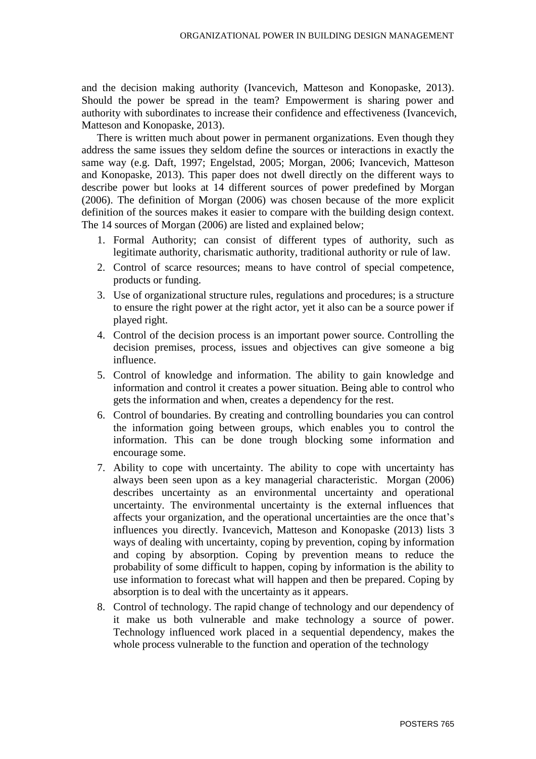and the decision making authority (Ivancevich, Matteson and Konopaske, 2013). Should the power be spread in the team? Empowerment is sharing power and authority with subordinates to increase their confidence and effectiveness (Ivancevich, Matteson and Konopaske, 2013).

There is written much about power in permanent organizations. Even though they address the same issues they seldom define the sources or interactions in exactly the same way (e.g. Daft, 1997; Engelstad, 2005; Morgan, 2006; Ivancevich, Matteson and Konopaske, 2013). This paper does not dwell directly on the different ways to describe power but looks at 14 different sources of power predefined by Morgan (2006). The definition of Morgan (2006) was chosen because of the more explicit definition of the sources makes it easier to compare with the building design context. The 14 sources of Morgan (2006) are listed and explained below;

1. Formal Authority; can consist of different types of authority, such as legitimate authority, charismatic authority, traditional authority or rule of law.
2. Control of scarce resources; means to have control of special competence, products or funding.
3. Use of organizational structure rules, regulations and procedures; is a structure to ensure the right power at the right actor, yet it also can be a source power if played right.
4. Control of the decision process is an important power source. Controlling the decision premises, process, issues and objectives can give someone a big influence.
5. Control of knowledge and information. The ability to gain knowledge and information and control it creates a power situation. Being able to control who gets the information and when, creates a dependency for the rest.
6. Control of boundaries. By creating and controlling boundaries you can control the information going between groups, which enables you to control the information. This can be done trough blocking some information and encourage some.
7. Ability to cope with uncertainty. The ability to cope with uncertainty has always been seen upon as a key managerial characteristic. Morgan (2006) describes uncertainty as an environmental uncertainty and operational uncertainty. The environmental uncertainty is the external influences that affects your organization, and the operational uncertainties are the once that's influences you directly. Ivancevich, Matteson and Konopaske (2013) lists 3 ways of dealing with uncertainty, coping by prevention, coping by information and coping by absorption. Coping by prevention means to reduce the probability of some difficult to happen, coping by information is the ability to use information to forecast what will happen and then be prepared. Coping by absorption is to deal with the uncertainty as it appears.
8. Control of technology. The rapid change of technology and our dependency of it make us both vulnerable and make technology a source of power. Technology influenced work placed in a sequential dependency, makes the whole process vulnerable to the function and operation of the technology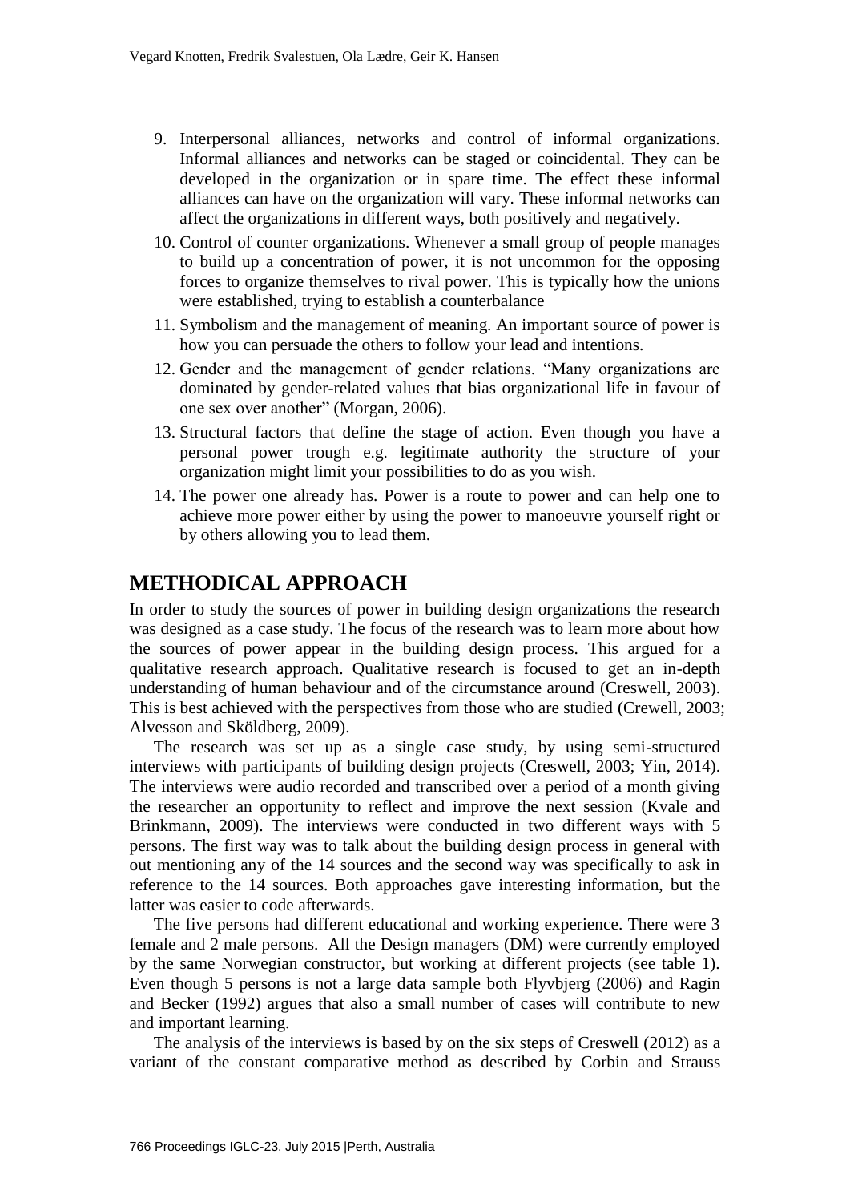9. Interpersonal alliances, networks and control of informal organizations. Informal alliances and networks can be staged or coincidental. They can be developed in the organization or in spare time. The effect these informal alliances can have on the organization will vary. These informal networks can affect the organizations in different ways, both positively and negatively.
10. Control of counter organizations. Whenever a small group of people manages to build up a concentration of power, it is not uncommon for the opposing forces to organize themselves to rival power. This is typically how the unions were established, trying to establish a counterbalance
11. Symbolism and the management of meaning. An important source of power is how you can persuade the others to follow your lead and intentions.
12. Gender and the management of gender relations. "Many organizations are dominated by gender-related values that bias organizational life in favour of one sex over another" (Morgan, 2006).
13. Structural factors that define the stage of action. Even though you have a personal power trough e.g. legitimate authority the structure of your organization might limit your possibilities to do as you wish.
14. The power one already has. Power is a route to power and can help one to achieve more power either by using the power to manoeuvre yourself right or by others allowing you to lead them.

## METHODICAL APPROACH

In order to study the sources of power in building design organizations the research was designed as a case study. The focus of the research was to learn more about how the sources of power appear in the building design process. This argued for a qualitative research approach. Qualitative research is focused to get an in-depth understanding of human behaviour and of the circumstance around (Creswell, 2003). This is best achieved with the perspectives from those who are studied (Crewell, 2003; Alvesson and Sköldberg, 2009).

The research was set up as a single case study, by using semi-structured interviews with participants of building design projects (Creswell, 2003; Yin, 2014). The interviews were audio recorded and transcribed over a period of a month giving the researcher an opportunity to reflect and improve the next session (Kvale and Brinkmann, 2009). The interviews were conducted in two different ways with 5 persons. The first way was to talk about the building design process in general with out mentioning any of the 14 sources and the second way was specifically to ask in reference to the 14 sources. Both approaches gave interesting information, but the latter was easier to code afterwards.

The five persons had different educational and working experience. There were 3 female and 2 male persons. All the Design managers (DM) were currently employed by the same Norwegian constructor, but working at different projects (see table 1). Even though 5 persons is not a large data sample both Flyvbjerg (2006) and Ragin and Becker (1992) argues that also a small number of cases will contribute to new and important learning.

The analysis of the interviews is based by on the six steps of Creswell (2012) as a variant of the constant comparative method as described by Corbin and Strauss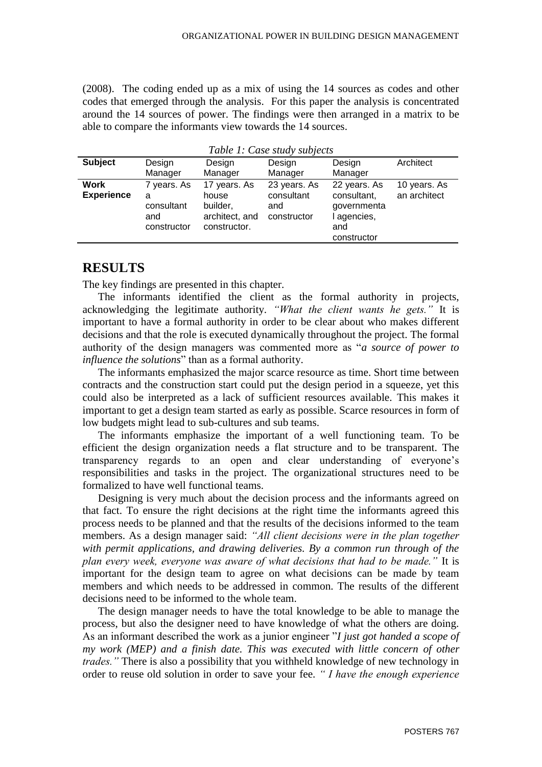(2008). The coding ended up as a mix of using the 14 sources as codes and other codes that emerged through the analysis. For this paper the analysis is concentrated around the 14 sources of power. The findings were then arranged in a matrix to be able to compare the informants view towards the 14 sources.

*Table 1: Case study subjects*

| **Subject** | Design Manager | Design Manager | Design Manager | Design Manager | Architect |
|---|---|---|---|---|---|
| **Work Experience** | 7 years. As a consultant and constructor | 17 years. As house builder, architect, and constructor. | 23 years. As consultant and constructor | 22 years. As consultant, governmental agencies, and constructor | 10 years. As an architect |

## RESULTS

The key findings are presented in this chapter.

The informants identified the client as the formal authority in projects, acknowledging the legitimate authority. *"What the client wants he gets."* It is important to have a formal authority in order to be clear about who makes different decisions and that the role is executed dynamically throughout the project. The formal authority of the design managers was commented more as "*a source of power to influence the solutions*" than as a formal authority.

The informants emphasized the major scarce resource as time. Short time between contracts and the construction start could put the design period in a squeeze, yet this could also be interpreted as a lack of sufficient resources available. This makes it important to get a design team started as early as possible. Scarce resources in form of low budgets might lead to sub-cultures and sub teams.

The informants emphasize the important of a well functioning team. To be efficient the design organization needs a flat structure and to be transparent. The transparency regards to an open and clear understanding of everyone's responsibilities and tasks in the project. The organizational structures need to be formalized to have well functional teams.

Designing is very much about the decision process and the informants agreed on that fact. To ensure the right decisions at the right time the informants agreed this process needs to be planned and that the results of the decisions informed to the team members. As a design manager said: *"All client decisions were in the plan together with permit applications, and drawing deliveries. By a common run through of the plan every week, everyone was aware of what decisions that had to be made."* It is important for the design team to agree on what decisions can be made by team members and which needs to be addressed in common. The results of the different decisions need to be informed to the whole team.

The design manager needs to have the total knowledge to be able to manage the process, but also the designer need to have knowledge of what the others are doing. As an informant described the work as a junior engineer "*I just got handed a scope of my work (MEP) and a finish date. This was executed with little concern of other trades."* There is also a possibility that you withheld knowledge of new technology in order to reuse old solution in order to save your fee. *" I have the enough experience*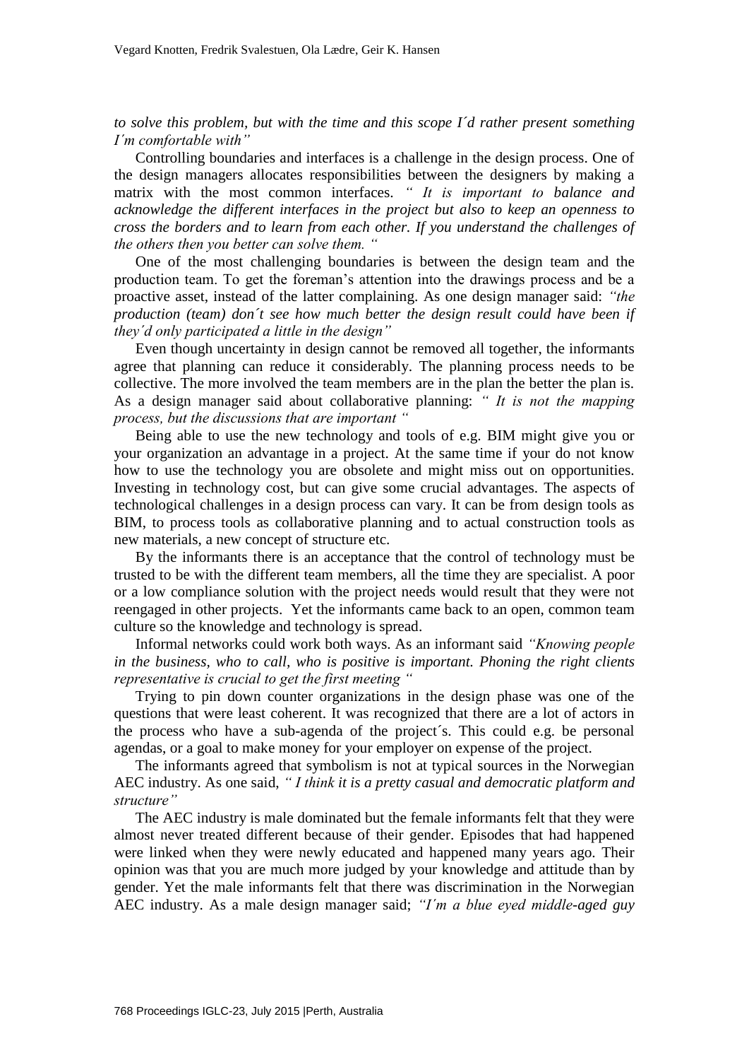*to solve this problem, but with the time and this scope I´d rather present something I´m comfortable with"*

Controlling boundaries and interfaces is a challenge in the design process. One of the design managers allocates responsibilities between the designers by making a matrix with the most common interfaces. *" It is important to balance and acknowledge the different interfaces in the project but also to keep an openness to cross the borders and to learn from each other. If you understand the challenges of the others then you better can solve them. "*

One of the most challenging boundaries is between the design team and the production team. To get the foreman's attention into the drawings process and be a proactive asset, instead of the latter complaining. As one design manager said: *"the production (team) don´t see how much better the design result could have been if they´d only participated a little in the design"*

Even though uncertainty in design cannot be removed all together, the informants agree that planning can reduce it considerably. The planning process needs to be collective. The more involved the team members are in the plan the better the plan is. As a design manager said about collaborative planning: *" It is not the mapping process, but the discussions that are important "*

Being able to use the new technology and tools of e.g. BIM might give you or your organization an advantage in a project. At the same time if your do not know how to use the technology you are obsolete and might miss out on opportunities. Investing in technology cost, but can give some crucial advantages. The aspects of technological challenges in a design process can vary. It can be from design tools as BIM, to process tools as collaborative planning and to actual construction tools as new materials, a new concept of structure etc.

By the informants there is an acceptance that the control of technology must be trusted to be with the different team members, all the time they are specialist. A poor or a low compliance solution with the project needs would result that they were not reengaged in other projects. Yet the informants came back to an open, common team culture so the knowledge and technology is spread.

Informal networks could work both ways. As an informant said *"Knowing people in the business, who to call, who is positive is important. Phoning the right clients representative is crucial to get the first meeting "*

Trying to pin down counter organizations in the design phase was one of the questions that were least coherent. It was recognized that there are a lot of actors in the process who have a sub-agenda of the project´s. This could e.g. be personal agendas, or a goal to make money for your employer on expense of the project.

The informants agreed that symbolism is not at typical sources in the Norwegian AEC industry. As one said, *" I think it is a pretty casual and democratic platform and structure"*

The AEC industry is male dominated but the female informants felt that they were almost never treated different because of their gender. Episodes that had happened were linked when they were newly educated and happened many years ago. Their opinion was that you are much more judged by your knowledge and attitude than by gender. Yet the male informants felt that there was discrimination in the Norwegian AEC industry. As a male design manager said; *"I´m a blue eyed middle-aged guy*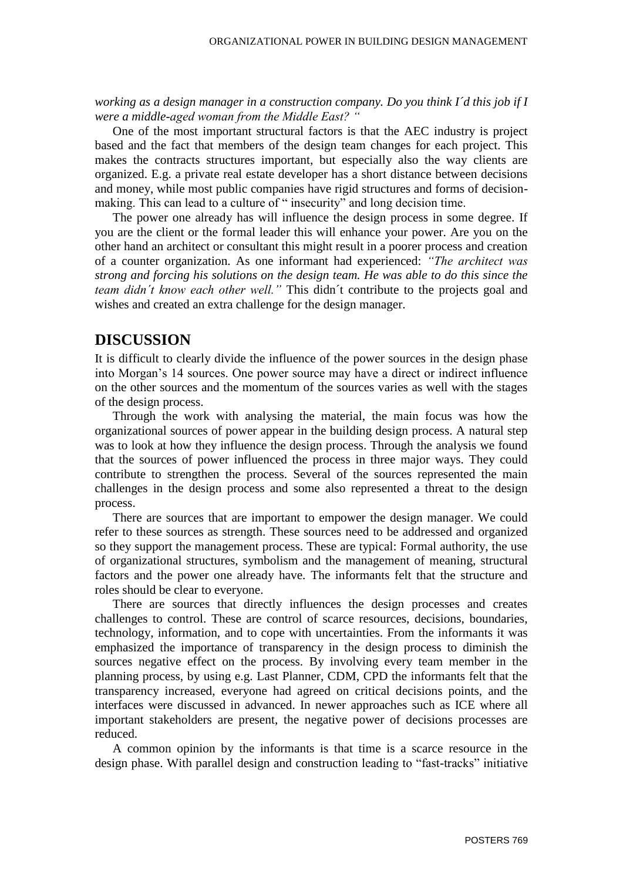*working as a design manager in a construction company. Do you think I´d this job if I were a middle-aged woman from the Middle East? "*

One of the most important structural factors is that the AEC industry is project based and the fact that members of the design team changes for each project. This makes the contracts structures important, but especially also the way clients are organized. E.g. a private real estate developer has a short distance between decisions and money, while most public companies have rigid structures and forms of decision-making. This can lead to a culture of " insecurity" and long decision time.

The power one already has will influence the design process in some degree. If you are the client or the formal leader this will enhance your power. Are you on the other hand an architect or consultant this might result in a poorer process and creation of a counter organization. As one informant had experienced: *"The architect was strong and forcing his solutions on the design team. He was able to do this since the team didn´t know each other well."* This didn´t contribute to the projects goal and wishes and created an extra challenge for the design manager.

## DISCUSSION

It is difficult to clearly divide the influence of the power sources in the design phase into Morgan's 14 sources. One power source may have a direct or indirect influence on the other sources and the momentum of the sources varies as well with the stages of the design process.

Through the work with analysing the material, the main focus was how the organizational sources of power appear in the building design process. A natural step was to look at how they influence the design process. Through the analysis we found that the sources of power influenced the process in three major ways. They could contribute to strengthen the process. Several of the sources represented the main challenges in the design process and some also represented a threat to the design process.

There are sources that are important to empower the design manager. We could refer to these sources as strength. These sources need to be addressed and organized so they support the management process. These are typical: Formal authority, the use of organizational structures, symbolism and the management of meaning, structural factors and the power one already have. The informants felt that the structure and roles should be clear to everyone.

There are sources that directly influences the design processes and creates challenges to control. These are control of scarce resources, decisions, boundaries, technology, information, and to cope with uncertainties. From the informants it was emphasized the importance of transparency in the design process to diminish the sources negative effect on the process. By involving every team member in the planning process, by using e.g. Last Planner, CDM, CPD the informants felt that the transparency increased, everyone had agreed on critical decisions points, and the interfaces were discussed in advanced. In newer approaches such as ICE where all important stakeholders are present, the negative power of decisions processes are reduced.

A common opinion by the informants is that time is a scarce resource in the design phase. With parallel design and construction leading to "fast-tracks" initiative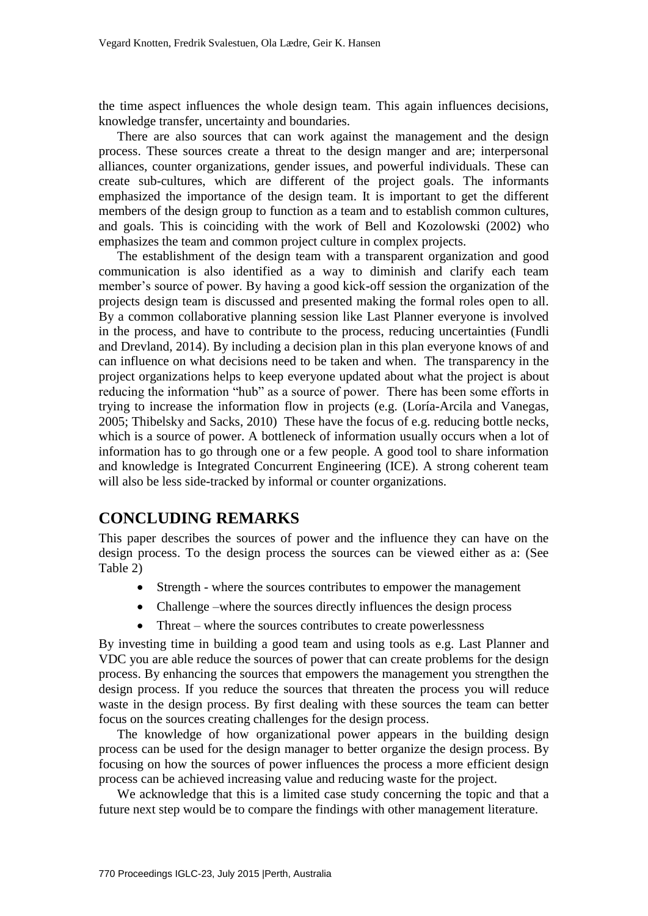the time aspect influences the whole design team. This again influences decisions, knowledge transfer, uncertainty and boundaries.

There are also sources that can work against the management and the design process. These sources create a threat to the design manger and are; interpersonal alliances, counter organizations, gender issues, and powerful individuals. These can create sub-cultures, which are different of the project goals. The informants emphasized the importance of the design team. It is important to get the different members of the design group to function as a team and to establish common cultures, and goals. This is coinciding with the work of Bell and Kozolowski (2002) who emphasizes the team and common project culture in complex projects.

The establishment of the design team with a transparent organization and good communication is also identified as a way to diminish and clarify each team member's source of power. By having a good kick-off session the organization of the projects design team is discussed and presented making the formal roles open to all. By a common collaborative planning session like Last Planner everyone is involved in the process, and have to contribute to the process, reducing uncertainties (Fundli and Drevland, 2014). By including a decision plan in this plan everyone knows of and can influence on what decisions need to be taken and when. The transparency in the project organizations helps to keep everyone updated about what the project is about reducing the information "hub" as a source of power. There has been some efforts in trying to increase the information flow in projects (e.g. (Loría-Arcila and Vanegas, 2005; Thibelsky and Sacks, 2010) These have the focus of e.g. reducing bottle necks, which is a source of power. A bottleneck of information usually occurs when a lot of information has to go through one or a few people. A good tool to share information and knowledge is Integrated Concurrent Engineering (ICE). A strong coherent team will also be less side-tracked by informal or counter organizations.

## CONCLUDING REMARKS

This paper describes the sources of power and the influence they can have on the design process. To the design process the sources can be viewed either as a: (See Table 2)

- Strength - where the sources contributes to empower the management
- Challenge –where the sources directly influences the design process
- Threat – where the sources contributes to create powerlessness

By investing time in building a good team and using tools as e.g. Last Planner and VDC you are able reduce the sources of power that can create problems for the design process. By enhancing the sources that empowers the management you strengthen the design process. If you reduce the sources that threaten the process you will reduce waste in the design process. By first dealing with these sources the team can better focus on the sources creating challenges for the design process.

The knowledge of how organizational power appears in the building design process can be used for the design manager to better organize the design process. By focusing on how the sources of power influences the process a more efficient design process can be achieved increasing value and reducing waste for the project.

We acknowledge that this is a limited case study concerning the topic and that a future next step would be to compare the findings with other management literature.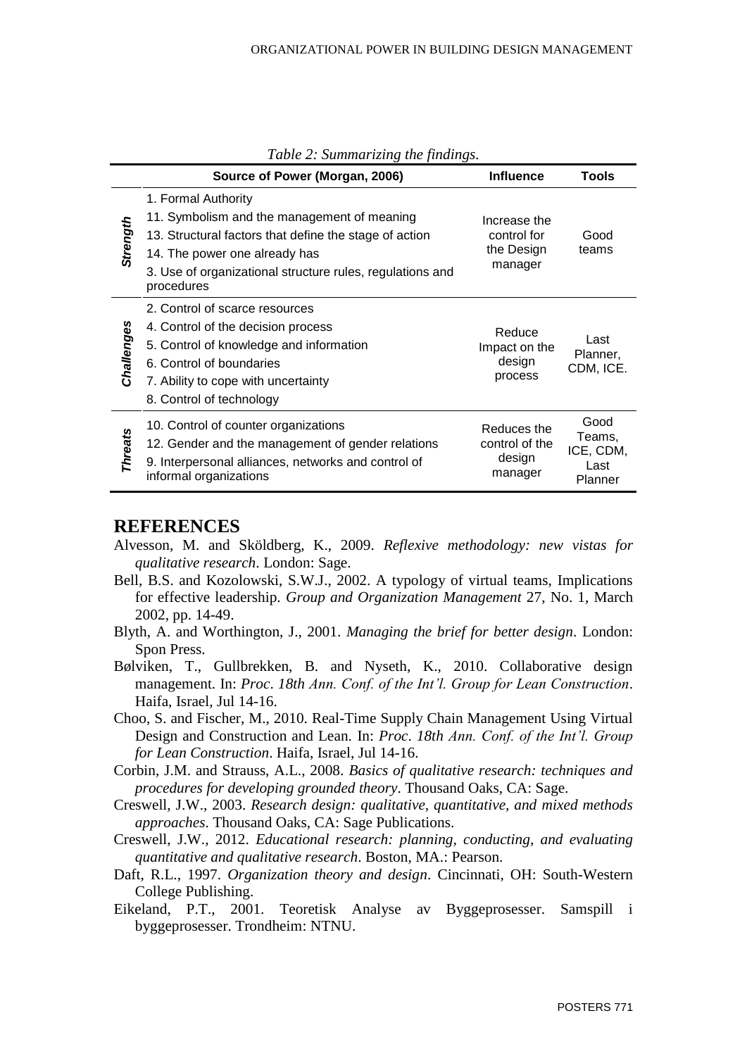Table 2: Summarizing the findings.

| | Source of Power (Morgan, 2006) | Influence | Tools |
|---|---|---|---|
| *Strength* | 1. Formal Authority<br>11. Symbolism and the management of meaning<br>13. Structural factors that define the stage of action<br>14. The power one already has<br>3. Use of organizational structure rules, regulations and procedures | Increase the control for the Design manager | Good teams |
| *Challenges* | 2. Control of scarce resources<br>4. Control of the decision process<br>5. Control of knowledge and information<br>6. Control of boundaries<br>7. Ability to cope with uncertainty<br>8. Control of technology | Reduce Impact on the design process | Last Planner, CDM, ICE. |
| *Threats* | 10. Control of counter organizations<br>12. Gender and the management of gender relations<br>9. Interpersonal alliances, networks and control of informal organizations | Reduces the control of the design manager | Good Teams, ICE, CDM, Last Planner |

## REFERENCES

Alvesson, M. and Sköldberg, K., 2009. *Reflexive methodology: new vistas for qualitative research*. London: Sage.

Bell, B.S. and Kozolowski, S.W.J., 2002. A typology of virtual teams, Implications for effective leadership. *Group and Organization Management* 27, No. 1, March 2002, pp. 14-49.

Blyth, A. and Worthington, J., 2001. *Managing the brief for better design*. London: Spon Press.

Bølviken, T., Gullbrekken, B. and Nyseth, K., 2010. Collaborative design management. In: *Proc. 18th Ann. Conf. of the Int'l. Group for Lean Construction*. Haifa, Israel, Jul 14-16.

Choo, S. and Fischer, M., 2010. Real-Time Supply Chain Management Using Virtual Design and Construction and Lean. In: *Proc. 18th Ann. Conf. of the Int'l. Group for Lean Construction*. Haifa, Israel, Jul 14-16.

Corbin, J.M. and Strauss, A.L., 2008. *Basics of qualitative research: techniques and procedures for developing grounded theory*. Thousand Oaks, CA: Sage.

Creswell, J.W., 2003. *Research design: qualitative, quantitative, and mixed methods approaches*. Thousand Oaks, CA: Sage Publications.

Creswell, J.W., 2012. *Educational research: planning, conducting, and evaluating quantitative and qualitative research*. Boston, MA.: Pearson.

Daft, R.L., 1997. *Organization theory and design*. Cincinnati, OH: South-Western College Publishing.

Eikeland, P.T., 2001. Teoretisk Analyse av Byggeprosesser. Samspill i byggeprosesser. Trondheim: NTNU.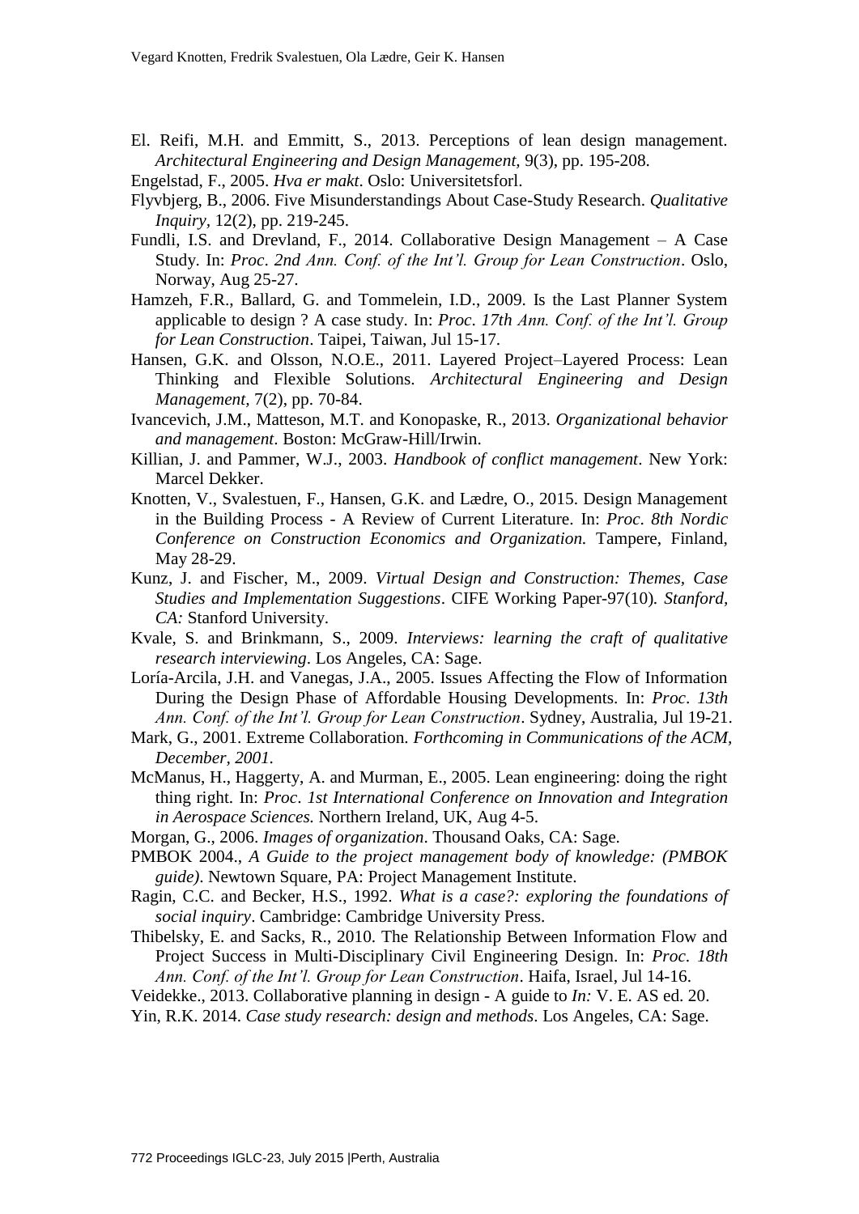El. Reifi, M.H. and Emmitt, S., 2013. Perceptions of lean design management. *Architectural Engineering and Design Management*, 9(3), pp. 195-208.

Engelstad, F., 2005. *Hva er makt*. Oslo: Universitetsforl.

Flyvbjerg, B., 2006. Five Misunderstandings About Case-Study Research. *Qualitative Inquiry*, 12(2), pp. 219-245.

Fundli, I.S. and Drevland, F., 2014. Collaborative Design Management – A Case Study. In: *Proc. 2nd Ann. Conf. of the Int'l. Group for Lean Construction*. Oslo, Norway, Aug 25-27.

Hamzeh, F.R., Ballard, G. and Tommelein, I.D., 2009. Is the Last Planner System applicable to design ? A case study. In: *Proc. 17th Ann. Conf. of the Int'l. Group for Lean Construction*. Taipei, Taiwan, Jul 15-17.

Hansen, G.K. and Olsson, N.O.E., 2011. Layered Project–Layered Process: Lean Thinking and Flexible Solutions. *Architectural Engineering and Design Management*, 7(2), pp. 70-84.

Ivancevich, J.M., Matteson, M.T. and Konopaske, R., 2013. *Organizational behavior and management*. Boston: McGraw-Hill/Irwin.

Killian, J. and Pammer, W.J., 2003. *Handbook of conflict management*. New York: Marcel Dekker.

Knotten, V., Svalestuen, F., Hansen, G.K. and Lædre, O., 2015. Design Management in the Building Process - A Review of Current Literature. In: *Proc. 8th Nordic Conference on Construction Economics and Organization.* Tampere, Finland, May 28-29.

Kunz, J. and Fischer, M., 2009. *Virtual Design and Construction: Themes, Case Studies and Implementation Suggestions*. CIFE Working Paper-97(10). *Stanford, CA:* Stanford University.

Kvale, S. and Brinkmann, S., 2009. *Interviews: learning the craft of qualitative research interviewing*. Los Angeles, CA: Sage.

Loría-Arcila, J.H. and Vanegas, J.A., 2005. Issues Affecting the Flow of Information During the Design Phase of Affordable Housing Developments. In: *Proc. 13th Ann. Conf. of the Int'l. Group for Lean Construction*. Sydney, Australia, Jul 19-21.

Mark, G., 2001. Extreme Collaboration. *Forthcoming in Communications of the ACM, December, 2001.*

McManus, H., Haggerty, A. and Murman, E., 2005. Lean engineering: doing the right thing right. In: *Proc. 1st International Conference on Innovation and Integration in Aerospace Sciences.* Northern Ireland, UK, Aug 4-5.

Morgan, G., 2006. *Images of organization*. Thousand Oaks, CA: Sage.

PMBOK 2004., *A Guide to the project management body of knowledge: (PMBOK guide)*. Newtown Square, PA: Project Management Institute.

Ragin, C.C. and Becker, H.S., 1992. *What is a case?: exploring the foundations of social inquiry*. Cambridge: Cambridge University Press.

Thibelsky, E. and Sacks, R., 2010. The Relationship Between Information Flow and Project Success in Multi-Disciplinary Civil Engineering Design. In: *Proc. 18th Ann. Conf. of the Int'l. Group for Lean Construction*. Haifa, Israel, Jul 14-16.

Veidekke., 2013. Collaborative planning in design - A guide to *In:* V. E. AS ed. 20.

Yin, R.K. 2014. *Case study research: design and methods*. Los Angeles, CA: Sage.